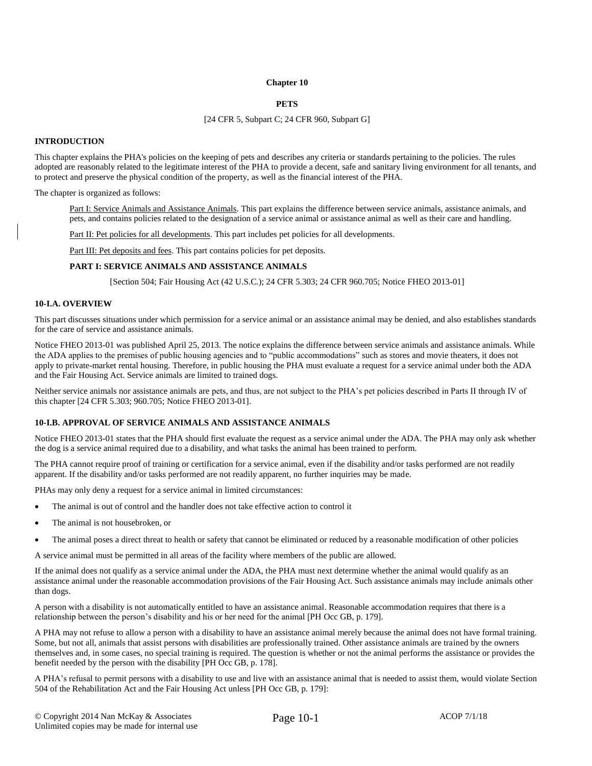# Chapter 10

## PETS

[24 CFR 5, Subpart C; 24 CFR 960, Subpart G]

### INTRODUCTION

This chapter explains the PHA's policies on the keeping of pets and describes any criteria or standards pertaining to the policies. The rules adopted are reasonably related to the legitimate interest of the PHA to provide a decent, safe and sanitary living environment for all tenants, and to protect and preserve the physical condition of the property, as well as the financial interest of the PHA.

The chapter is organized as follows:

> Part I: Service Animals and Assistance Animals. This part explains the difference between service animals, assistance animals, and pets, and contains policies related to the designation of a service animal or assistance animal as well as their care and handling.
>
> Part II: Pet policies for all developments. This part includes pet policies for all developments.
>
> Part III: Pet deposits and fees. This part contains policies for pet deposits.

### PART I: SERVICE ANIMALS AND ASSISTANCE ANIMALS

[Section 504; Fair Housing Act (42 U.S.C.); 24 CFR 5.303; 24 CFR 960.705; Notice FHEO 2013-01]

### 10-I.A. OVERVIEW

This part discusses situations under which permission for a service animal or an assistance animal may be denied, and also establishes standards for the care of service and assistance animals.

Notice FHEO 2013-01 was published April 25, 2013. The notice explains the difference between service animals and assistance animals. While the ADA applies to the premises of public housing agencies and to "public accommodations" such as stores and movie theaters, it does not apply to private-market rental housing. Therefore, in public housing the PHA must evaluate a request for a service animal under both the ADA and the Fair Housing Act. Service animals are limited to trained dogs.

Neither service animals nor assistance animals are pets, and thus, are not subject to the PHA's pet policies described in Parts II through IV of this chapter [24 CFR 5.303; 960.705; Notice FHEO 2013-01].

### 10-I.B. APPROVAL OF SERVICE ANIMALS AND ASSISTANCE ANIMALS

Notice FHEO 2013-01 states that the PHA should first evaluate the request as a service animal under the ADA. The PHA may only ask whether the dog is a service animal required due to a disability, and what tasks the animal has been trained to perform.

The PHA cannot require proof of training or certification for a service animal, even if the disability and/or tasks performed are not readily apparent. If the disability and/or tasks performed are not readily apparent, no further inquiries may be made.

PHAs may only deny a request for a service animal in limited circumstances:

- The animal is out of control and the handler does not take effective action to control it
- The animal is not housebroken, or
- The animal poses a direct threat to health or safety that cannot be eliminated or reduced by a reasonable modification of other policies

A service animal must be permitted in all areas of the facility where members of the public are allowed.

If the animal does not qualify as a service animal under the ADA, the PHA must next determine whether the animal would qualify as an assistance animal under the reasonable accommodation provisions of the Fair Housing Act. Such assistance animals may include animals other than dogs.

A person with a disability is not automatically entitled to have an assistance animal. Reasonable accommodation requires that there is a relationship between the person's disability and his or her need for the animal [PH Occ GB, p. 179].

A PHA may not refuse to allow a person with a disability to have an assistance animal merely because the animal does not have formal training. Some, but not all, animals that assist persons with disabilities are professionally trained. Other assistance animals are trained by the owners themselves and, in some cases, no special training is required. The question is whether or not the animal performs the assistance or provides the benefit needed by the person with the disability [PH Occ GB, p. 178].

A PHA's refusal to permit persons with a disability to use and live with an assistance animal that is needed to assist them, would violate Section 504 of the Rehabilitation Act and the Fair Housing Act unless [PH Occ GB, p. 179]: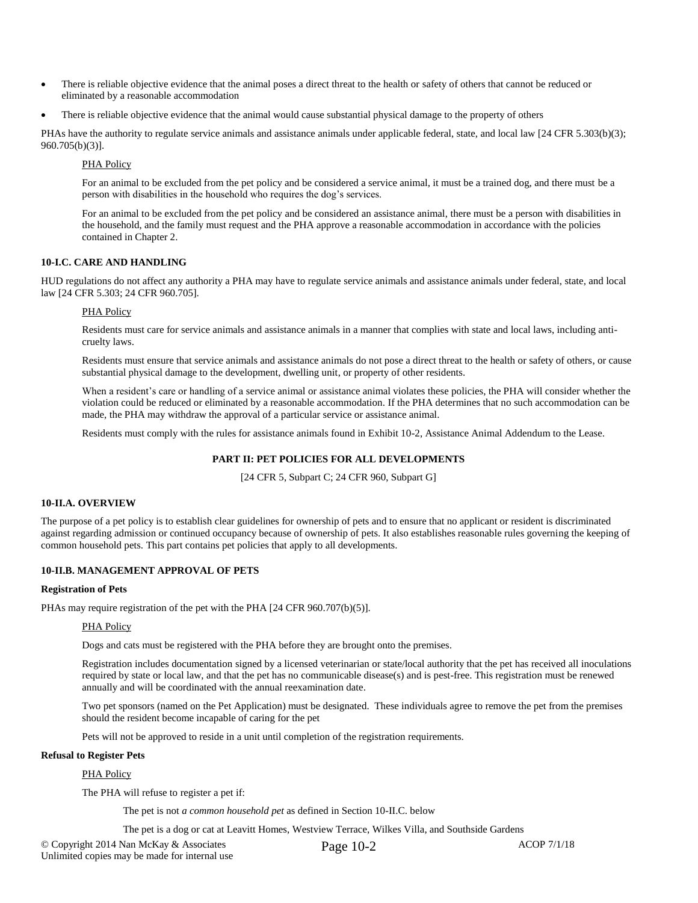- There is reliable objective evidence that the animal poses a direct threat to the health or safety of others that cannot be reduced or eliminated by a reasonable accommodation
- There is reliable objective evidence that the animal would cause substantial physical damage to the property of others

PHAs have the authority to regulate service animals and assistance animals under applicable federal, state, and local law [24 CFR 5.303(b)(3); 960.705(b)(3)].

> PHA Policy
>
> For an animal to be excluded from the pet policy and be considered a service animal, it must be a trained dog, and there must be a person with disabilities in the household who requires the dog's services.
>
> For an animal to be excluded from the pet policy and be considered an assistance animal, there must be a person with disabilities in the household, and the family must request and the PHA approve a reasonable accommodation in accordance with the policies contained in Chapter 2.

#### 10-I.C. CARE AND HANDLING

HUD regulations do not affect any authority a PHA may have to regulate service animals and assistance animals under federal, state, and local law [24 CFR 5.303; 24 CFR 960.705].

> PHA Policy
>
> Residents must care for service animals and assistance animals in a manner that complies with state and local laws, including anti-cruelty laws.
>
> Residents must ensure that service animals and assistance animals do not pose a direct threat to the health or safety of others, or cause substantial physical damage to the development, dwelling unit, or property of other residents.
>
> When a resident's care or handling of a service animal or assistance animal violates these policies, the PHA will consider whether the violation could be reduced or eliminated by a reasonable accommodation. If the PHA determines that no such accommodation can be made, the PHA may withdraw the approval of a particular service or assistance animal.
>
> Residents must comply with the rules for assistance animals found in Exhibit 10-2, Assistance Animal Addendum to the Lease.

## PART II: PET POLICIES FOR ALL DEVELOPMENTS

[24 CFR 5, Subpart C; 24 CFR 960, Subpart G]

#### 10-II.A. OVERVIEW

The purpose of a pet policy is to establish clear guidelines for ownership of pets and to ensure that no applicant or resident is discriminated against regarding admission or continued occupancy because of ownership of pets. It also establishes reasonable rules governing the keeping of common household pets. This part contains pet policies that apply to all developments.

#### 10-II.B. MANAGEMENT APPROVAL OF PETS

**Registration of Pets**

PHAs may require registration of the pet with the PHA [24 CFR 960.707(b)(5)].

> PHA Policy
>
> Dogs and cats must be registered with the PHA before they are brought onto the premises.
>
> Registration includes documentation signed by a licensed veterinarian or state/local authority that the pet has received all inoculations required by state or local law, and that the pet has no communicable disease(s) and is pest-free. This registration must be renewed annually and will be coordinated with the annual reexamination date.
>
> Two pet sponsors (named on the Pet Application) must be designated. These individuals agree to remove the pet from the premises should the resident become incapable of caring for the pet
>
> Pets will not be approved to reside in a unit until completion of the registration requirements.

**Refusal to Register Pets**

> PHA Policy
>
> The PHA will refuse to register a pet if:
>
> > The pet is not *a common household pet* as defined in Section 10-II.C. below
> >
> > The pet is a dog or cat at Leavitt Homes, Westview Terrace, Wilkes Villa, and Southside Gardens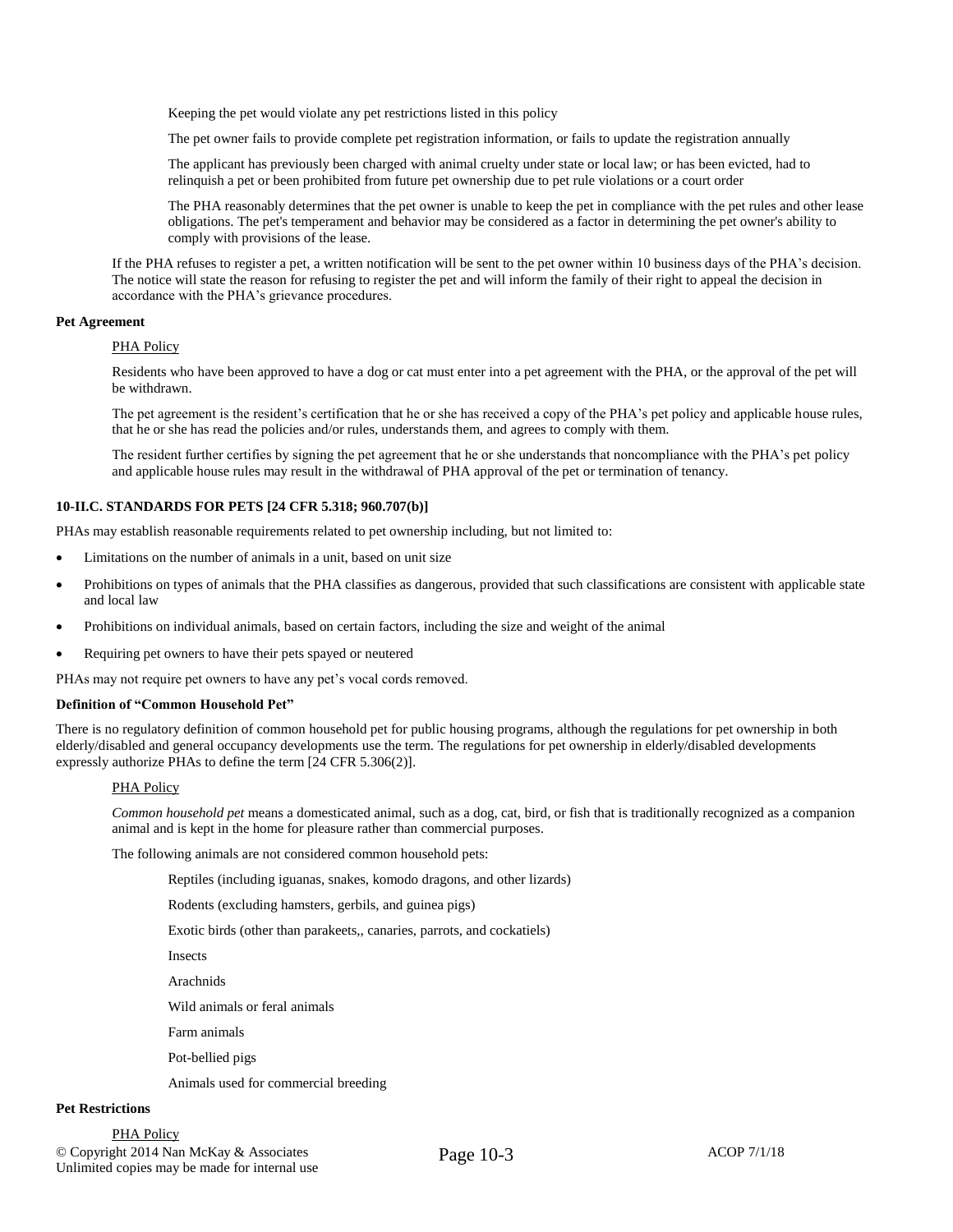Keeping the pet would violate any pet restrictions listed in this policy

The pet owner fails to provide complete pet registration information, or fails to update the registration annually

The applicant has previously been charged with animal cruelty under state or local law; or has been evicted, had to relinquish a pet or been prohibited from future pet ownership due to pet rule violations or a court order

The PHA reasonably determines that the pet owner is unable to keep the pet in compliance with the pet rules and other lease obligations. The pet's temperament and behavior may be considered as a factor in determining the pet owner's ability to comply with provisions of the lease.

If the PHA refuses to register a pet, a written notification will be sent to the pet owner within 10 business days of the PHA's decision. The notice will state the reason for refusing to register the pet and will inform the family of their right to appeal the decision in accordance with the PHA's grievance procedures.

**Pet Agreement**

PHA Policy

Residents who have been approved to have a dog or cat must enter into a pet agreement with the PHA, or the approval of the pet will be withdrawn.

The pet agreement is the resident's certification that he or she has received a copy of the PHA's pet policy and applicable house rules, that he or she has read the policies and/or rules, understands them, and agrees to comply with them.

The resident further certifies by signing the pet agreement that he or she understands that noncompliance with the PHA's pet policy and applicable house rules may result in the withdrawal of PHA approval of the pet or termination of tenancy.

### 10-II.C. STANDARDS FOR PETS [24 CFR 5.318; 960.707(b)]

PHAs may establish reasonable requirements related to pet ownership including, but not limited to:

- Limitations on the number of animals in a unit, based on unit size
- Prohibitions on types of animals that the PHA classifies as dangerous, provided that such classifications are consistent with applicable state and local law
- Prohibitions on individual animals, based on certain factors, including the size and weight of the animal
- Requiring pet owners to have their pets spayed or neutered

PHAs may not require pet owners to have any pet's vocal cords removed.

**Definition of "Common Household Pet"**

There is no regulatory definition of common household pet for public housing programs, although the regulations for pet ownership in both elderly/disabled and general occupancy developments use the term. The regulations for pet ownership in elderly/disabled developments expressly authorize PHAs to define the term [24 CFR 5.306(2)].

PHA Policy

*Common household pet* means a domesticated animal, such as a dog, cat, bird, or fish that is traditionally recognized as a companion animal and is kept in the home for pleasure rather than commercial purposes.

The following animals are not considered common household pets:

Reptiles (including iguanas, snakes, komodo dragons, and other lizards)

Rodents (excluding hamsters, gerbils, and guinea pigs)

Exotic birds (other than parakeets,, canaries, parrots, and cockatiels)

Insects

Arachnids

Wild animals or feral animals

Farm animals

Pot-bellied pigs

Animals used for commercial breeding

**Pet Restrictions**

PHA Policy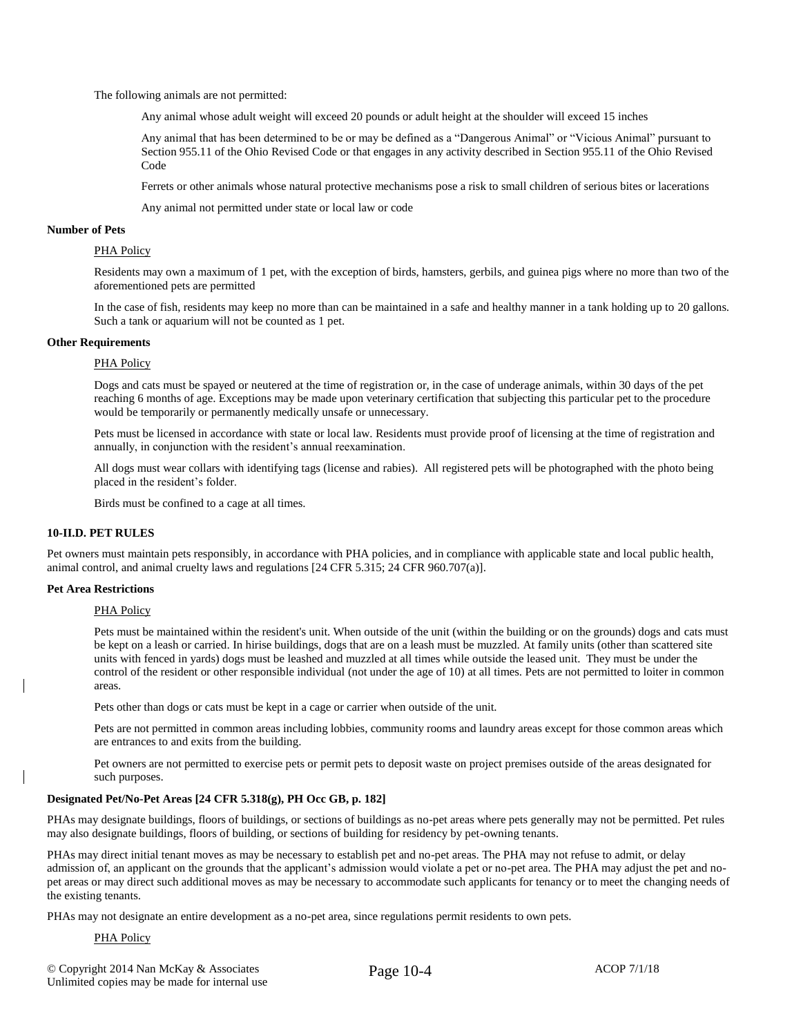The following animals are not permitted:

Any animal whose adult weight will exceed 20 pounds or adult height at the shoulder will exceed 15 inches

Any animal that has been determined to be or may be defined as a "Dangerous Animal" or "Vicious Animal" pursuant to Section 955.11 of the Ohio Revised Code or that engages in any activity described in Section 955.11 of the Ohio Revised Code

Ferrets or other animals whose natural protective mechanisms pose a risk to small children of serious bites or lacerations

Any animal not permitted under state or local law or code

**Number of Pets**

PHA Policy

Residents may own a maximum of 1 pet, with the exception of birds, hamsters, gerbils, and guinea pigs where no more than two of the aforementioned pets are permitted

In the case of fish, residents may keep no more than can be maintained in a safe and healthy manner in a tank holding up to 20 gallons. Such a tank or aquarium will not be counted as 1 pet.

**Other Requirements**

PHA Policy

Dogs and cats must be spayed or neutered at the time of registration or, in the case of underage animals, within 30 days of the pet reaching 6 months of age. Exceptions may be made upon veterinary certification that subjecting this particular pet to the procedure would be temporarily or permanently medically unsafe or unnecessary.

Pets must be licensed in accordance with state or local law. Residents must provide proof of licensing at the time of registration and annually, in conjunction with the resident's annual reexamination.

All dogs must wear collars with identifying tags (license and rabies). All registered pets will be photographed with the photo being placed in the resident's folder.

Birds must be confined to a cage at all times.

**10-II.D. PET RULES**

Pet owners must maintain pets responsibly, in accordance with PHA policies, and in compliance with applicable state and local public health, animal control, and animal cruelty laws and regulations [24 CFR 5.315; 24 CFR 960.707(a)].

**Pet Area Restrictions**

PHA Policy

Pets must be maintained within the resident's unit. When outside of the unit (within the building or on the grounds) dogs and cats must be kept on a leash or carried. In hirise buildings, dogs that are on a leash must be muzzled. At family units (other than scattered site units with fenced in yards) dogs must be leashed and muzzled at all times while outside the leased unit. They must be under the control of the resident or other responsible individual (not under the age of 10) at all times. Pets are not permitted to loiter in common areas.

Pets other than dogs or cats must be kept in a cage or carrier when outside of the unit.

Pets are not permitted in common areas including lobbies, community rooms and laundry areas except for those common areas which are entrances to and exits from the building.

Pet owners are not permitted to exercise pets or permit pets to deposit waste on project premises outside of the areas designated for such purposes.

**Designated Pet/No-Pet Areas [24 CFR 5.318(g), PH Occ GB, p. 182]**

PHAs may designate buildings, floors of buildings, or sections of buildings as no-pet areas where pets generally may not be permitted. Pet rules may also designate buildings, floors of building, or sections of building for residency by pet-owning tenants.

PHAs may direct initial tenant moves as may be necessary to establish pet and no-pet areas. The PHA may not refuse to admit, or delay admission of, an applicant on the grounds that the applicant's admission would violate a pet or no-pet area. The PHA may adjust the pet and no-pet areas or may direct such additional moves as may be necessary to accommodate such applicants for tenancy or to meet the changing needs of the existing tenants.

PHAs may not designate an entire development as a no-pet area, since regulations permit residents to own pets.

PHA Policy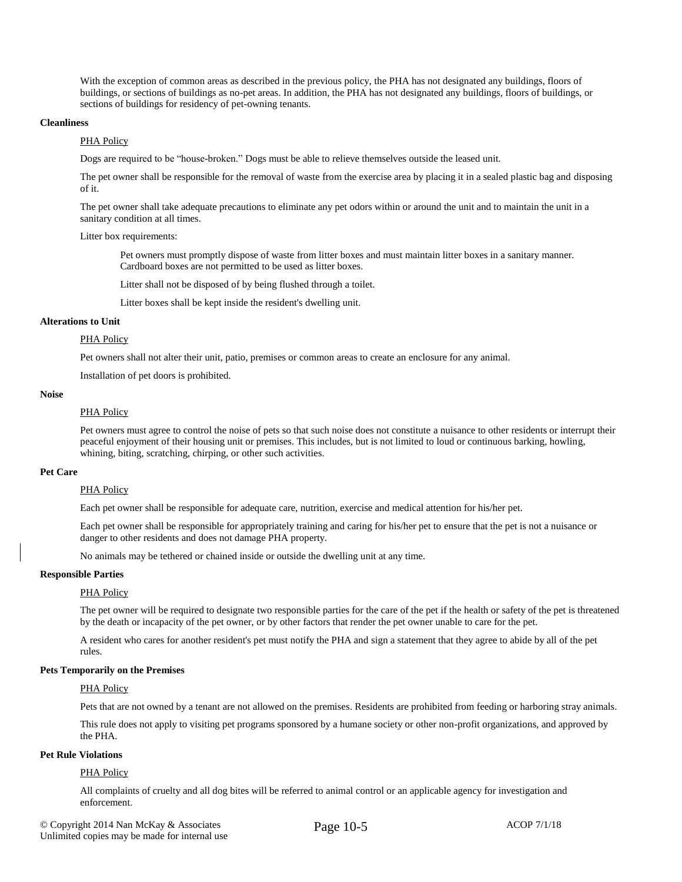With the exception of common areas as described in the previous policy, the PHA has not designated any buildings, floors of buildings, or sections of buildings as no-pet areas. In addition, the PHA has not designated any buildings, floors of buildings, or sections of buildings for residency of pet-owning tenants.

**Cleanliness**

PHA Policy

Dogs are required to be "house-broken." Dogs must be able to relieve themselves outside the leased unit.

The pet owner shall be responsible for the removal of waste from the exercise area by placing it in a sealed plastic bag and disposing of it.

The pet owner shall take adequate precautions to eliminate any pet odors within or around the unit and to maintain the unit in a sanitary condition at all times.

Litter box requirements:

> Pet owners must promptly dispose of waste from litter boxes and must maintain litter boxes in a sanitary manner. Cardboard boxes are not permitted to be used as litter boxes.
>
> Litter shall not be disposed of by being flushed through a toilet.
>
> Litter boxes shall be kept inside the resident's dwelling unit.

**Alterations to Unit**

PHA Policy

Pet owners shall not alter their unit, patio, premises or common areas to create an enclosure for any animal.

Installation of pet doors is prohibited.

**Noise**

PHA Policy

Pet owners must agree to control the noise of pets so that such noise does not constitute a nuisance to other residents or interrupt their peaceful enjoyment of their housing unit or premises. This includes, but is not limited to loud or continuous barking, howling, whining, biting, scratching, chirping, or other such activities.

**Pet Care**

PHA Policy

Each pet owner shall be responsible for adequate care, nutrition, exercise and medical attention for his/her pet.

Each pet owner shall be responsible for appropriately training and caring for his/her pet to ensure that the pet is not a nuisance or danger to other residents and does not damage PHA property.

No animals may be tethered or chained inside or outside the dwelling unit at any time.

**Responsible Parties**

PHA Policy

The pet owner will be required to designate two responsible parties for the care of the pet if the health or safety of the pet is threatened by the death or incapacity of the pet owner, or by other factors that render the pet owner unable to care for the pet.

A resident who cares for another resident's pet must notify the PHA and sign a statement that they agree to abide by all of the pet rules.

**Pets Temporarily on the Premises**

PHA Policy

Pets that are not owned by a tenant are not allowed on the premises. Residents are prohibited from feeding or harboring stray animals.

This rule does not apply to visiting pet programs sponsored by a humane society or other non-profit organizations, and approved by the PHA.

**Pet Rule Violations**

PHA Policy

All complaints of cruelty and all dog bites will be referred to animal control or an applicable agency for investigation and enforcement.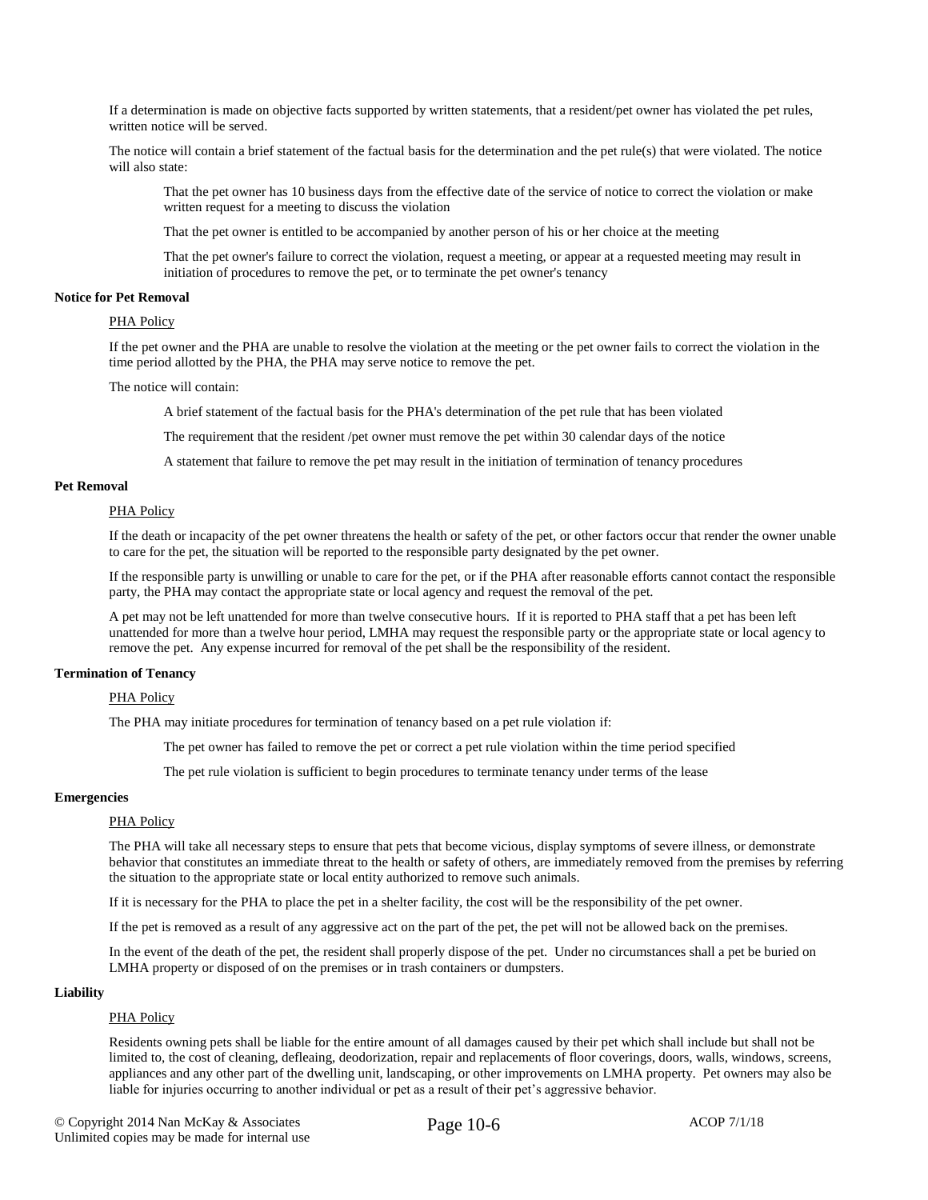If a determination is made on objective facts supported by written statements, that a resident/pet owner has violated the pet rules, written notice will be served.

The notice will contain a brief statement of the factual basis for the determination and the pet rule(s) that were violated. The notice will also state:

That the pet owner has 10 business days from the effective date of the service of notice to correct the violation or make written request for a meeting to discuss the violation

That the pet owner is entitled to be accompanied by another person of his or her choice at the meeting

That the pet owner's failure to correct the violation, request a meeting, or appear at a requested meeting may result in initiation of procedures to remove the pet, or to terminate the pet owner's tenancy

**Notice for Pet Removal**

PHA Policy

If the pet owner and the PHA are unable to resolve the violation at the meeting or the pet owner fails to correct the violation in the time period allotted by the PHA, the PHA may serve notice to remove the pet.

The notice will contain:

A brief statement of the factual basis for the PHA's determination of the pet rule that has been violated

The requirement that the resident /pet owner must remove the pet within 30 calendar days of the notice

A statement that failure to remove the pet may result in the initiation of termination of tenancy procedures

**Pet Removal**

PHA Policy

If the death or incapacity of the pet owner threatens the health or safety of the pet, or other factors occur that render the owner unable to care for the pet, the situation will be reported to the responsible party designated by the pet owner.

If the responsible party is unwilling or unable to care for the pet, or if the PHA after reasonable efforts cannot contact the responsible party, the PHA may contact the appropriate state or local agency and request the removal of the pet.

A pet may not be left unattended for more than twelve consecutive hours. If it is reported to PHA staff that a pet has been left unattended for more than a twelve hour period, LMHA may request the responsible party or the appropriate state or local agency to remove the pet. Any expense incurred for removal of the pet shall be the responsibility of the resident.

**Termination of Tenancy**

PHA Policy

The PHA may initiate procedures for termination of tenancy based on a pet rule violation if:

The pet owner has failed to remove the pet or correct a pet rule violation within the time period specified

The pet rule violation is sufficient to begin procedures to terminate tenancy under terms of the lease

**Emergencies**

PHA Policy

The PHA will take all necessary steps to ensure that pets that become vicious, display symptoms of severe illness, or demonstrate behavior that constitutes an immediate threat to the health or safety of others, are immediately removed from the premises by referring the situation to the appropriate state or local entity authorized to remove such animals.

If it is necessary for the PHA to place the pet in a shelter facility, the cost will be the responsibility of the pet owner.

If the pet is removed as a result of any aggressive act on the part of the pet, the pet will not be allowed back on the premises.

In the event of the death of the pet, the resident shall properly dispose of the pet. Under no circumstances shall a pet be buried on LMHA property or disposed of on the premises or in trash containers or dumpsters.

**Liability**

PHA Policy

Residents owning pets shall be liable for the entire amount of all damages caused by their pet which shall include but shall not be limited to, the cost of cleaning, defleaing, deodorization, repair and replacements of floor coverings, doors, walls, windows, screens, appliances and any other part of the dwelling unit, landscaping, or other improvements on LMHA property. Pet owners may also be liable for injuries occurring to another individual or pet as a result of their pet's aggressive behavior.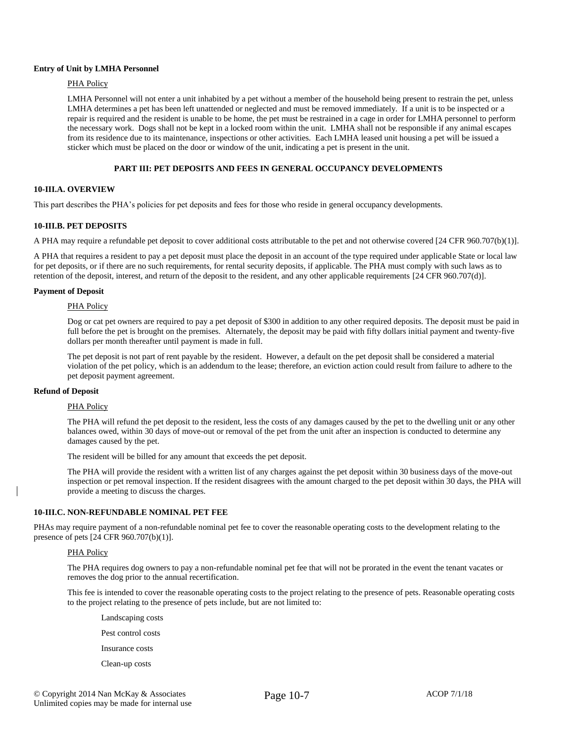**Entry of Unit by LMHA Personnel**

PHA Policy

LMHA Personnel will not enter a unit inhabited by a pet without a member of the household being present to restrain the pet, unless LMHA determines a pet has been left unattended or neglected and must be removed immediately. If a unit is to be inspected or a repair is required and the resident is unable to be home, the pet must be restrained in a cage in order for LMHA personnel to perform the necessary work. Dogs shall not be kept in a locked room within the unit. LMHA shall not be responsible if any animal escapes from its residence due to its maintenance, inspections or other activities. Each LMHA leased unit housing a pet will be issued a sticker which must be placed on the door or window of the unit, indicating a pet is present in the unit.

## PART III: PET DEPOSITS AND FEES IN GENERAL OCCUPANCY DEVELOPMENTS

### 10-III.A. OVERVIEW

This part describes the PHA's policies for pet deposits and fees for those who reside in general occupancy developments.

### 10-III.B. PET DEPOSITS

A PHA may require a refundable pet deposit to cover additional costs attributable to the pet and not otherwise covered [24 CFR 960.707(b)(1)].

A PHA that requires a resident to pay a pet deposit must place the deposit in an account of the type required under applicable State or local law for pet deposits, or if there are no such requirements, for rental security deposits, if applicable. The PHA must comply with such laws as to retention of the deposit, interest, and return of the deposit to the resident, and any other applicable requirements [24 CFR 960.707(d)].

**Payment of Deposit**

PHA Policy

Dog or cat pet owners are required to pay a pet deposit of $300 in addition to any other required deposits. The deposit must be paid in full before the pet is brought on the premises. Alternately, the deposit may be paid with fifty dollars initial payment and twenty-five dollars per month thereafter until payment is made in full.

The pet deposit is not part of rent payable by the resident. However, a default on the pet deposit shall be considered a material violation of the pet policy, which is an addendum to the lease; therefore, an eviction action could result from failure to adhere to the pet deposit payment agreement.

**Refund of Deposit**

PHA Policy

The PHA will refund the pet deposit to the resident, less the costs of any damages caused by the pet to the dwelling unit or any other balances owed, within 30 days of move-out or removal of the pet from the unit after an inspection is conducted to determine any damages caused by the pet.

The resident will be billed for any amount that exceeds the pet deposit.

The PHA will provide the resident with a written list of any charges against the pet deposit within 30 business days of the move-out inspection or pet removal inspection. If the resident disagrees with the amount charged to the pet deposit within 30 days, the PHA will provide a meeting to discuss the charges.

### 10-III.C. NON-REFUNDABLE NOMINAL PET FEE

PHAs may require payment of a non-refundable nominal pet fee to cover the reasonable operating costs to the development relating to the presence of pets [24 CFR 960.707(b)(1)].

PHA Policy

The PHA requires dog owners to pay a non-refundable nominal pet fee that will not be prorated in the event the tenant vacates or removes the dog prior to the annual recertification.

This fee is intended to cover the reasonable operating costs to the project relating to the presence of pets. Reasonable operating costs to the project relating to the presence of pets include, but are not limited to:

- Landscaping costs
- Pest control costs
- Insurance costs
- Clean-up costs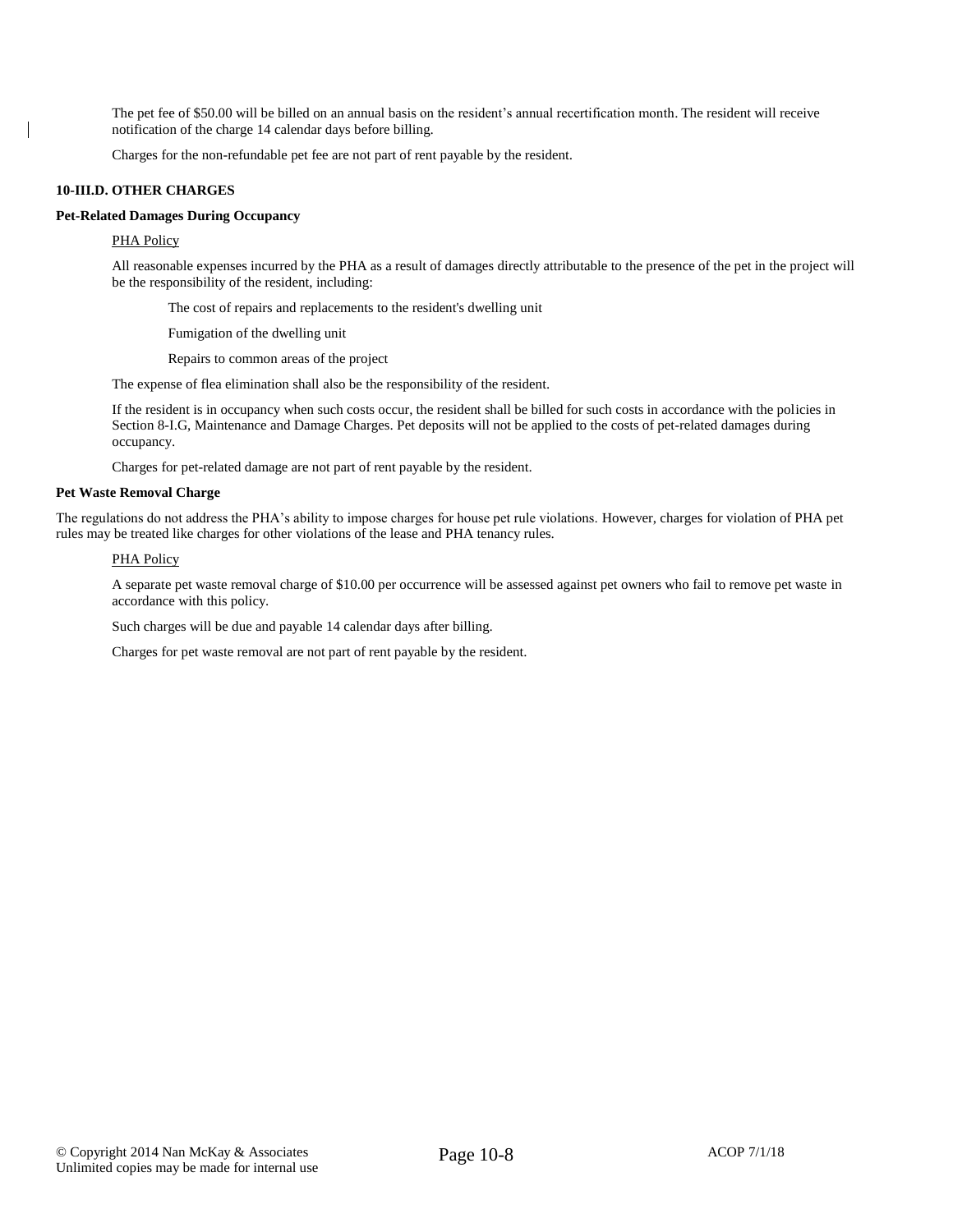The pet fee of $50.00 will be billed on an annual basis on the resident's annual recertification month. The resident will receive notification of the charge 14 calendar days before billing.

Charges for the non-refundable pet fee are not part of rent payable by the resident.

#### 10-III.D. OTHER CHARGES

**Pet-Related Damages During Occupancy**

PHA Policy

All reasonable expenses incurred by the PHA as a result of damages directly attributable to the presence of the pet in the project will be the responsibility of the resident, including:

The cost of repairs and replacements to the resident's dwelling unit

Fumigation of the dwelling unit

Repairs to common areas of the project

The expense of flea elimination shall also be the responsibility of the resident.

If the resident is in occupancy when such costs occur, the resident shall be billed for such costs in accordance with the policies in Section 8-I.G, Maintenance and Damage Charges. Pet deposits will not be applied to the costs of pet-related damages during occupancy.

Charges for pet-related damage are not part of rent payable by the resident.

**Pet Waste Removal Charge**

The regulations do not address the PHA's ability to impose charges for house pet rule violations. However, charges for violation of PHA pet rules may be treated like charges for other violations of the lease and PHA tenancy rules.

PHA Policy

A separate pet waste removal charge of $10.00 per occurrence will be assessed against pet owners who fail to remove pet waste in accordance with this policy.

Such charges will be due and payable 14 calendar days after billing.

Charges for pet waste removal are not part of rent payable by the resident.